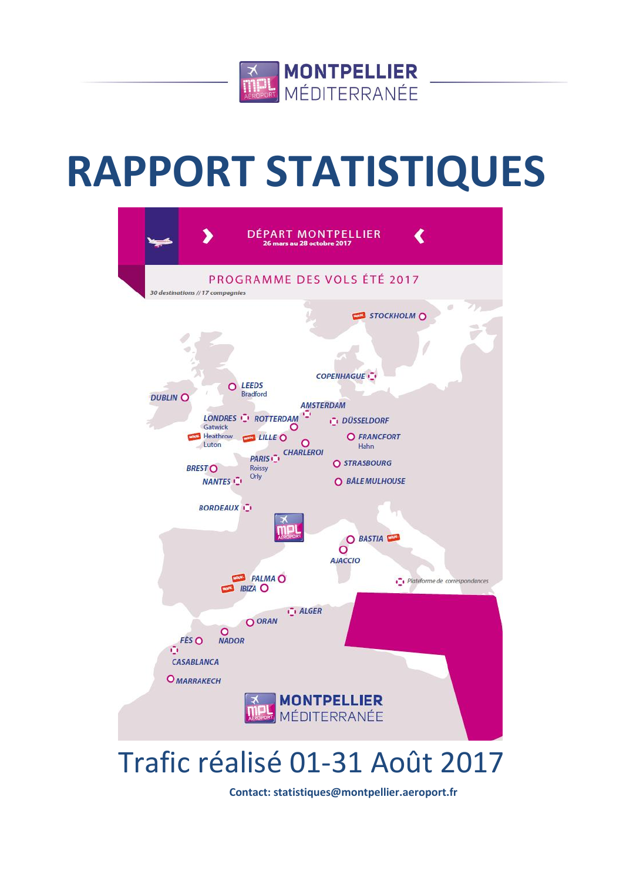MONTPELLIER MÉDITERRANÉE

# RAPPORT STATISTIQUES

DÉPART MONTPELLIER
26 mars au 28 octobre 2017

PROGRAMME DES VOLS ÉTÉ 2017

*30 destinations // 17 compagnies*

STOCKHOLM, COPENHAGUE, LEEDS Bradford, DUBLIN, AMSTERDAM, LONDRES Gatwick Heathrow Luton, ROTTERDAM, DÜSSELDORF, LILLE, FRANCFORT Hahn, CHARLEROI, PARIS Roissy Orly, BREST, STRASBOURG, NANTES, BÂLE MULHOUSE, BORDEAUX, BASTIA, AJACCIO, PALMA, IBIZA, ALGER, ORAN, NADOR, FÈS, CASABLANCA, MARRAKECH

Plateforme de correspondances

MONTPELLIER MÉDITERRANÉE

## Trafic réalisé 01-31 Août 2017

**Contact: statistiques@montpellier.aeroport.fr**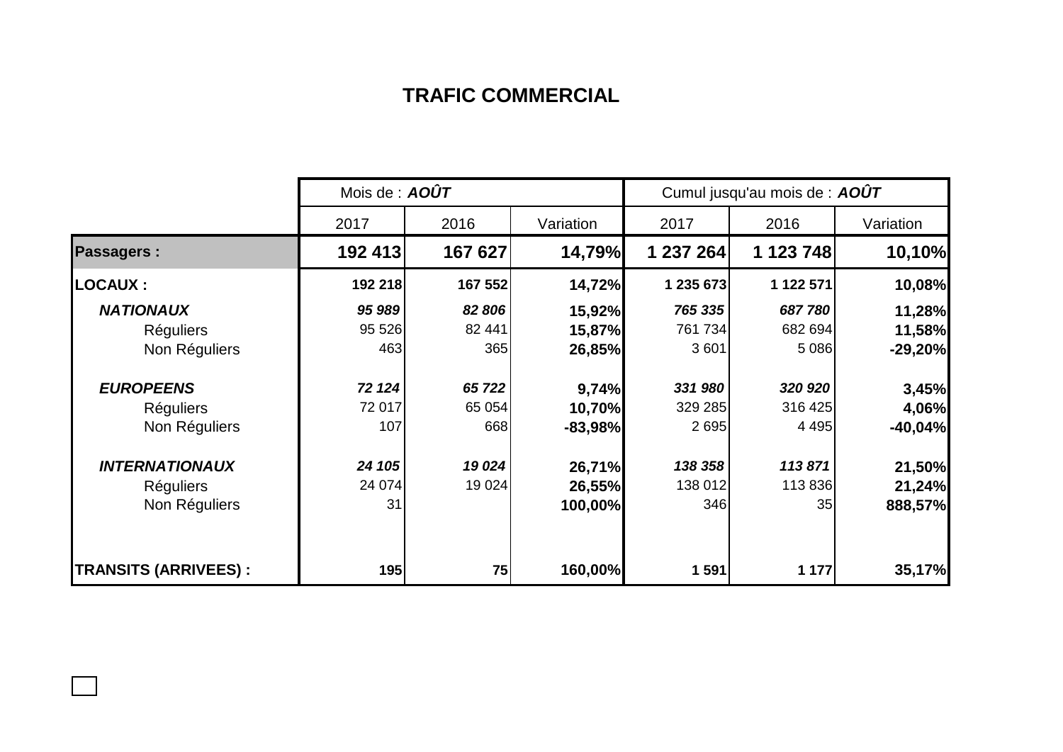# TRAFIC COMMERCIAL

| | Mois de : ***AOÛT*** | | | Cumul jusqu'au mois de : ***AOÛT*** | | |
|---|---|---|---|---|---|---|
| | 2017 | 2016 | Variation | 2017 | 2016 | Variation |
| **Passagers :** | **192 413** | **167 627** | **14,79%** | **1 237 264** | **1 123 748** | **10,10%** |
| **LOCAUX :** | **192 218** | **167 552** | **14,72%** | **1 235 673** | **1 122 571** | **10,08%** |
| ***NATIONAUX*** | ***95 989*** | ***82 806*** | **15,92%** | ***765 335*** | ***687 780*** | **11,28%** |
| Réguliers | 95 526 | 82 441 | **15,87%** | 761 734 | 682 694 | **11,58%** |
| Non Réguliers | 463 | 365 | **26,85%** | 3 601 | 5 086 | **-29,20%** |
| ***EUROPEENS*** | ***72 124*** | ***65 722*** | **9,74%** | ***331 980*** | ***320 920*** | **3,45%** |
| Réguliers | 72 017 | 65 054 | **10,70%** | 329 285 | 316 425 | **4,06%** |
| Non Réguliers | 107 | 668 | **-83,98%** | 2 695 | 4 495 | **-40,04%** |
| ***INTERNATIONAUX*** | ***24 105*** | ***19 024*** | **26,71%** | ***138 358*** | ***113 871*** | **21,50%** |
| Réguliers | 24 074 | 19 024 | **26,55%** | 138 012 | 113 836 | **21,24%** |
| Non Réguliers | 31 | | **100,00%** | 346 | 35 | **888,57%** |
| **TRANSITS (ARRIVEES) :** | **195** | **75** | **160,00%** | **1 591** | **1 177** | **35,17%** |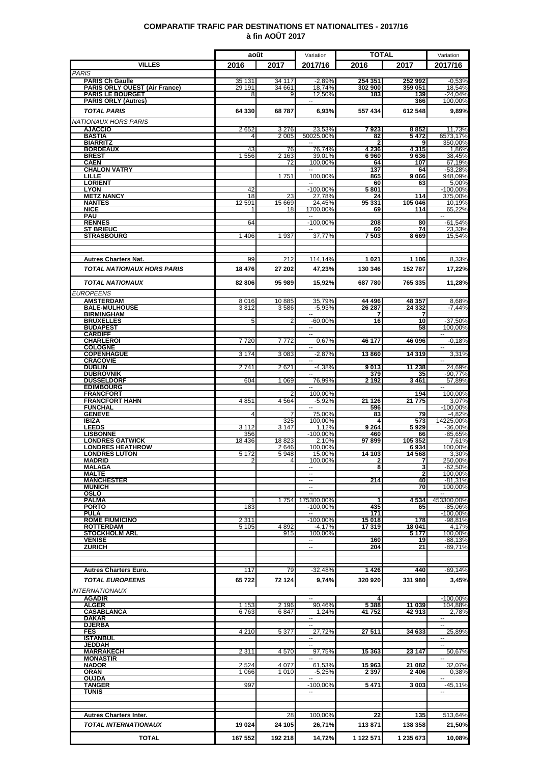# COMPARATIF TRAFIC PAR DESTINATIONS ET NATIONALITES - 2017/16

## à fin AOÛT 2017

| VILLES | août 2016 | août 2017 | Variation 2017/16 | TOTAL 2016 | TOTAL 2017 | Variation 2017/16 |
|---|---|---|---|---|---|---|
| *PARIS* | | | | | | |
| **PARIS Ch Gaulle** | 35 131 | 34 117 | -2,89% | 254 351 | 252 992 | -0,53% |
| **PARIS ORLY OUEST (Air France)** | 29 191 | 34 661 | 18,74% | 302 900 | 359 051 | 18,54% |
| **PARIS LE BOURGET** | 8 | 9 | 12,50% | 183 | 139 | -24,04% |
| **PARIS ORLY (Autres)** | | | -- | | 366 | 100,00% |
| ***TOTAL PARIS*** | 64 330 | 68 787 | 6,93% | 557 434 | 612 548 | 9,89% |
| *NATIONAUX HORS PARIS* | | | | | | |
| **AJACCIO** | 2 652 | 3 276 | 23,53% | 7 923 | 8 852 | 11,73% |
| **BASTIA** | 4 | 2 005 | 50025,00% | 82 | 5 472 | 6573,17% |
| **BIARRITZ** | | | -- | 2 | 9 | 350,00% |
| **BORDEAUX** | 43 | 76 | 76,74% | 4 236 | 4 315 | 1,86% |
| **BREST** | 1 556 | 2 163 | 39,01% | 6 960 | 9 636 | 38,45% |
| **CAEN** | | 72 | 100,00% | 64 | 107 | 67,19% |
| **CHALON VATRY** | | | -- | 137 | 64 | -53,28% |
| **LILLE** | | 1 751 | 100,00% | 865 | 9 066 | 948,09% |
| **LORIENT** | | | -- | 60 | 63 | 5,00% |
| **LYON** | 42 | | -100,00% | 5 801 | | -100,00% |
| **METZ NANCY** | 18 | 23 | 27,78% | 24 | 114 | 375,00% |
| **NANTES** | 12 591 | 15 669 | 24,45% | 95 331 | 105 046 | 10,19% |
| **NICE** | 1 | 18 | 1700,00% | 69 | 114 | 65,22% |
| **PAU** | | | -- | | | -- |
| **RENNES** | 64 | | -100,00% | 208 | 80 | -61,54% |
| **ST BRIEUC** | | | -- | 60 | 74 | 23,33% |
| **STRASBOURG** | 1 406 | 1 937 | 37,77% | 7 503 | 8 669 | 15,54% |
| | | | | | | |
| **Autres Charters Nat.** | 99 | 212 | 114,14% | 1 021 | 1 106 | 8,33% |
| ***TOTAL NATIONAUX HORS PARIS*** | 18 476 | 27 202 | 47,23% | 130 346 | 152 787 | 17,22% |
| ***TOTAL NATIONAUX*** | 82 806 | 95 989 | 15,92% | 687 780 | 765 335 | 11,28% |
| *EUROPEENS* | | | | | | |
| **AMSTERDAM** | 8 016 | 10 885 | 35,79% | 44 496 | 48 357 | 8,68% |
| **BALE-MULHOUSE** | 3 812 | 3 586 | -5,93% | 26 287 | 24 332 | -7,44% |
| **BIRMINGHAM** | | | -- | 7 | 7 | |
| **BRUXELLES** | 5 | 2 | -60,00% | 16 | 10 | -37,50% |
| **BUDAPEST** | | | -- | | 58 | 100,00% |
| **CARDIFF** | | | -- | | | -- |
| **CHARLEROI** | 7 720 | 7 772 | 0,67% | 46 177 | 46 096 | -0,18% |
| **COLOGNE** | | | -- | | | -- |
| **COPENHAGUE** | 3 174 | 3 083 | -2,87% | 13 860 | 14 319 | 3,31% |
| **CRACOVIE** | | | -- | | | -- |
| **DUBLIN** | 2 741 | 2 621 | -4,38% | 9 013 | 11 238 | 24,69% |
| **DUBROVNIK** | | | -- | 379 | 35 | -90,77% |
| **DUSSELDORF** | 604 | 1 069 | 76,99% | 2 192 | 3 461 | 57,89% |
| **EDIMBOURG** | | | -- | | | -- |
| **FRANCFORT** | | 2 | 100,00% | | 194 | 100,00% |
| **FRANCFORT HAHN** | 4 851 | 4 564 | -5,92% | 21 126 | 21 775 | 3,07% |
| **FUNCHAL** | | | -- | 596 | | -100,00% |
| **GENEVE** | 4 | 7 | 75,00% | 83 | 79 | -4,82% |
| **IBIZA** | | 325 | 100,00% | 4 | 573 | 14225,00% |
| **LEEDS** | 3 112 | 3 147 | 1,12% | 9 264 | 5 929 | -36,00% |
| **LISBONNE** | 356 | | -100,00% | 460 | 66 | -85,65% |
| **LONDRES GATWICK** | 18 436 | 18 823 | 2,10% | 97 899 | 105 352 | 7,61% |
| **LONDRES HEATHROW** | | 2 646 | 100,00% | | 6 934 | 100,00% |
| **LONDRES LUTON** | 5 172 | 5 948 | 15,00% | 14 103 | 14 568 | 3,30% |
| **MADRID** | 2 | 4 | 100,00% | 2 | 7 | 250,00% |
| **MALAGA** | | | -- | 8 | 3 | -62,50% |
| **MALTE** | | | -- | | 2 | 100,00% |
| **MANCHESTER** | | | -- | 214 | 40 | -81,31% |
| **MUNICH** | | | -- | | 70 | 100,00% |
| **OSLO** | | | -- | | | -- |
| **PALMA** | 1 | 1 754 | 175300,00% | 1 | 4 534 | 453300,00% |
| **PORTO** | 183 | | -100,00% | 435 | 65 | -85,06% |
| **PULA** | | | -- | 171 | | -100,00% |
| **ROME FIUMICINO** | 2 311 | | -100,00% | 15 018 | 178 | -98,81% |
| **ROTTERDAM** | 5 105 | 4 892 | -4,17% | 17 319 | 18 041 | 4,17% |
| **STOCKHOLM ARL** | | 915 | 100,00% | | 5 177 | 100,00% |
| **VENISE** | | | -- | 160 | 19 | -88,13% |
| **ZURICH** | | | -- | 204 | 21 | -89,71% |
| | | | | | | |
| **Autres Charters Euro.** | 117 | 79 | -32,48% | 1 426 | 440 | -69,14% |
| ***TOTAL EUROPEENS*** | 65 722 | 72 124 | 9,74% | 320 920 | 331 980 | 3,45% |
| *INTERNATIONAUX* | | | | | | |
| **AGADIR** | | | -- | 4 | | -100,00% |
| **ALGER** | 1 153 | 2 196 | 90,46% | 5 388 | 11 039 | 104,88% |
| **CASABLANCA** | 6 763 | 6 847 | 1,24% | 41 752 | 42 913 | 2,78% |
| **DAKAR** | | | -- | | | -- |
| **DJERBA** | | | -- | | | -- |
| **FES** | 4 210 | 5 377 | 27,72% | 27 511 | 34 633 | 25,89% |
| **ISTANBUL** | | | -- | | | -- |
| **JEDDAH** | | | -- | | | -- |
| **MARRAKECH** | 2 311 | 4 570 | 97,75% | 15 363 | 23 147 | 50,67% |
| **MONASTIR** | | | -- | | | -- |
| **NADOR** | 2 524 | 4 077 | 61,53% | 15 963 | 21 082 | 32,07% |
| **ORAN** | 1 066 | 1 010 | -5,25% | 2 397 | 2 406 | 0,38% |
| **OUJDA** | | | -- | | | -- |
| **TANGER** | 997 | | -100,00% | 5 471 | 3 003 | -45,11% |
| **TUNIS** | | | -- | | | -- |
| | | | | | | |
| **Autres Charters Inter.** | | 28 | 100,00% | 22 | 135 | 513,64% |
| ***TOTAL INTERNATIONAUX*** | 19 024 | 24 105 | 26,71% | 113 871 | 138 358 | 21,50% |
| **TOTAL** | 167 552 | 192 218 | 14,72% | 1 122 571 | 1 235 673 | 10,08% |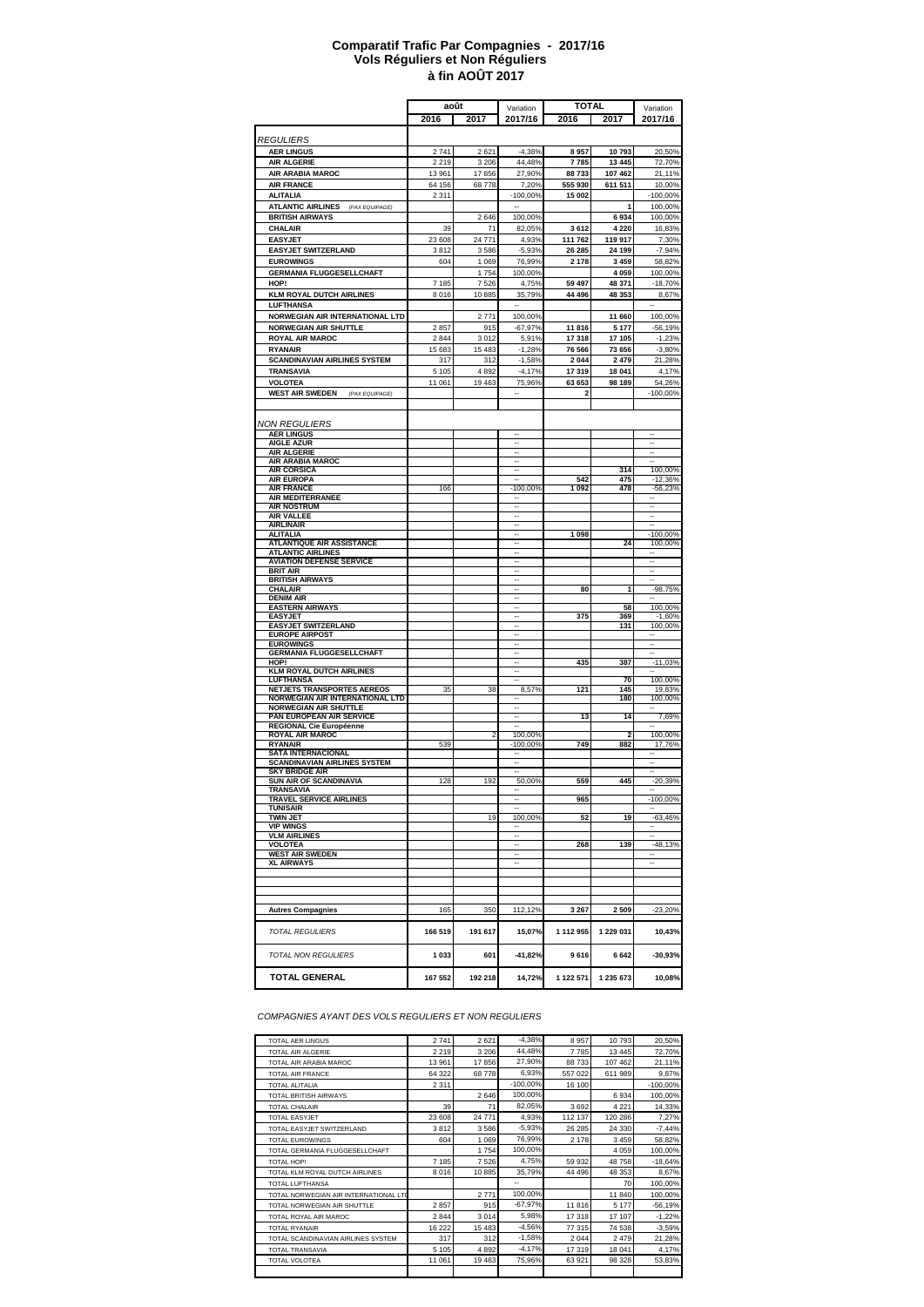# Comparatif Trafic Par Compagnies - 2017/16
## Vols Réguliers et Non Réguliers
## à fin AOÛT 2017

| | août 2016 | août 2017 | Variation 2017/16 | TOTAL 2016 | TOTAL 2017 | Variation 2017/16 |
|---|---|---|---|---|---|---|
| *REGULIERS* | | | | | | |
| **AER LINGUS** | 2 741 | 2 621 | -4,38% | **8 957** | **10 793** | 20,50% |
| **AIR ALGERIE** | 2 219 | 3 206 | 44,48% | **7 785** | **13 445** | 72,70% |
| **AIR ARABIA MAROC** | 13 961 | 17 856 | 27,90% | **88 733** | **107 462** | 21,11% |
| **AIR FRANCE** | 64 156 | 68 778 | 7,20% | **555 930** | **611 511** | 10,00% |
| **ALITALIA** | 2 311 | | -100,00% | **15 002** | | -100,00% |
| **ATLANTIC AIRLINES** *(PAX EQUIPAGE)* | | | -- | | **1** | 100,00% |
| **BRITISH AIRWAYS** | | 2 646 | 100,00% | | **6 934** | 100,00% |
| **CHALAIR** | 39 | 71 | 82,05% | **3 612** | **4 220** | 16,83% |
| **EASYJET** | 23 608 | 24 771 | 4,93% | **111 762** | **119 917** | 7,30% |
| **EASYJET SWITZERLAND** | 3 812 | 3 586 | -5,93% | **26 285** | **24 199** | -7,94% |
| **EUROWINGS** | 604 | 1 069 | 76,99% | **2 178** | **3 459** | 58,82% |
| **GERMANIA FLUGGESELLCHAFT** | | 1 754 | 100,00% | | **4 059** | 100,00% |
| **HOP!** | 7 185 | 7 526 | 4,75% | **59 497** | **48 371** | -18,70% |
| **KLM ROYAL DUTCH AIRLINES** | 8 016 | 10 885 | 35,79% | **44 496** | **48 353** | 8,67% |
| **LUFTHANSA** | | | -- | | | -- |
| **NORWEGIAN AIR INTERNATIONAL LTD** | | 2 771 | 100,00% | | **11 660** | 100,00% |
| **NORWEGIAN AIR SHUTTLE** | 2 857 | 915 | -67,97% | **11 816** | **5 177** | -56,19% |
| **ROYAL AIR MAROC** | 2 844 | 3 012 | 5,91% | **17 318** | **17 105** | -1,23% |
| **RYANAIR** | 15 683 | 15 483 | -1,28% | **76 566** | **73 656** | -3,80% |
| **SCANDINAVIAN AIRLINES SYSTEM** | 317 | 312 | -1,58% | **2 044** | **2 479** | 21,28% |
| **TRANSAVIA** | 5 105 | 4 892 | -4,17% | **17 319** | **18 041** | 4,17% |
| **VOLOTEA** | 11 061 | 19 463 | 75,96% | **63 653** | **98 189** | 54,26% |
| **WEST AIR SWEDEN** *(PAX EQUIPAGE)* | | | -- | **2** | | -100,00% |
| *NON REGULIERS* | | | | | | |
| **AER LINGUS** | | | -- | | | -- |
| **AIGLE AZUR** | | | -- | | | -- |
| **AIR ALGERIE** | | | -- | | | -- |
| **AIR ARABIA MAROC** | | | -- | | | -- |
| **AIR CORSICA** | | | -- | | **314** | 100,00% |
| **AIR EUROPA** | | | -- | **542** | **475** | -12,36% |
| **AIR FRANCE** | 166 | | -100,00% | **1 092** | **478** | -56,23% |
| **AIR MEDITERRANEE** | | | -- | | | -- |
| **AIR NOSTRUM** | | | -- | | | -- |
| **AIR VALLEE** | | | -- | | | -- |
| **AIRLINAIR** | | | -- | | | -- |
| **ALITALIA** | | | -- | **1 098** | | -100,00% |
| **ATLANTIQUE AIR ASSISTANCE** | | | -- | | **24** | 100,00% |
| **ATLANTIC AIRLINES** | | | -- | | | -- |
| **AVIATION DEFENSE SERVICE** | | | -- | | | -- |
| **BRIT AIR** | | | -- | | | -- |
| **BRITISH AIRWAYS** | | | -- | | | -- |
| **CHALAIR** | | | -- | **80** | **1** | -98,75% |
| **DENIM AIR** | | | -- | | | -- |
| **EASTERN AIRWAYS** | | | -- | | **58** | 100,00% |
| **EASYJET** | | | -- | **375** | **369** | -1,60% |
| **EASYJET SWITZERLAND** | | | -- | | **131** | 100,00% |
| **EUROPE AIRPOST** | | | -- | | | -- |
| **EUROWINGS** | | | -- | | | -- |
| **GERMANIA FLUGGESELLCHAFT** | | | -- | | | -- |
| **HOP!** | | | -- | **435** | **387** | -11,03% |
| **KLM ROYAL DUTCH AIRLINES** | | | -- | | | -- |
| **LUFTHANSA** | | | -- | | **70** | 100,00% |
| **NETJETS TRANSPORTES AEREOS** | 35 | 38 | 8,57% | **121** | **145** | 19,83% |
| **NORWEGIAN AIR INTERNATIONAL LTD** | | | -- | | **180** | 100,00% |
| **NORWEGIAN AIR SHUTTLE** | | | -- | | | -- |
| **PAN EUROPEAN AIR SERVICE** | | | -- | **13** | **14** | 7,69% |
| **REGIONAL Cie Européenne** | | | -- | | | -- |
| **ROYAL AIR MAROC** | | 2 | 100,00% | | **2** | 100,00% |
| **RYANAIR** | 539 | | -100,00% | **749** | **882** | 17,76% |
| **SATA INTERNACIONAL** | | | -- | | | -- |
| **SCANDINAVIAN AIRLINES SYSTEM** | | | -- | | | -- |
| **SKY BRIDGE AIR** | | | -- | | | -- |
| **SUN AIR OF SCANDINAVIA** | 128 | 192 | 50,00% | **559** | **445** | -20,39% |
| **TRANSAVIA** | | | -- | | | -- |
| **TRAVEL SERVICE AIRLINES** | | | -- | **965** | | -100,00% |
| **TUNISAIR** | | | -- | | | -- |
| **TWIN JET** | | 19 | 100,00% | **52** | **19** | -63,46% |
| **VIP WINGS** | | | -- | | | -- |
| **VLM AIRLINES** | | | -- | | | -- |
| **VOLOTEA** | | | -- | **268** | **139** | -48,13% |
| **WEST AIR SWEDEN** | | | -- | | | -- |
| **XL AIRWAYS** | | | -- | | | -- |
| **Autres Compagnies** | 165 | 350 | 112,12% | **3 267** | **2 509** | -23,20% |
| *TOTAL REGULIERS* | **166 519** | **191 617** | **15,07%** | **1 112 955** | **1 229 031** | **10,43%** |
| *TOTAL NON REGULIERS* | **1 033** | **601** | **-41,82%** | **9 616** | **6 642** | **-30,93%** |
| **TOTAL GENERAL** | **167 552** | **192 218** | **14,72%** | **1 122 571** | **1 235 673** | **10,08%** |

*COMPAGNIES AYANT DES VOLS REGULIERS ET NON REGULIERS*

| | | | | | | |
|---|---|---|---|---|---|---|
| TOTAL AER LINGUS | 2 741 | 2 621 | -4,38% | 8 957 | 10 793 | 20,50% |
| TOTAL AIR ALGERIE | 2 219 | 3 206 | 44,48% | 7 785 | 13 445 | 72,70% |
| TOTAL AIR ARABIA MAROC | 13 961 | 17 856 | 27,90% | 88 733 | 107 462 | 21,11% |
| TOTAL AIR FRANCE | 64 322 | 68 778 | 6,93% | 557 022 | 611 989 | 9,87% |
| TOTAL ALITALIA | 2 311 | | -100,00% | 16 100 | | -100,00% |
| TOTAL BRITISH AIRWAYS | | 2 646 | 100,00% | | 6 934 | 100,00% |
| TOTAL CHALAIR | 39 | 71 | 82,05% | 3 692 | 4 221 | 14,33% |
| TOTAL EASYJET | 23 608 | 24 771 | 4,93% | 112 137 | 120 286 | 7,27% |
| TOTAL EASYJET SWITZERLAND | 3 812 | 3 586 | -5,93% | 26 285 | 24 330 | -7,44% |
| TOTAL EUROWINGS | 604 | 1 069 | 76,99% | 2 178 | 3 459 | 58,82% |
| TOTAL GERMANIA FLUGGESELLCHAFT | | 1 754 | 100,00% | | 4 059 | 100,00% |
| TOTAL HOP! | 7 185 | 7 526 | 4,75% | 59 932 | 48 758 | -18,64% |
| TOTAL KLM ROYAL DUTCH AIRLINES | 8 016 | 10 885 | 35,79% | 44 496 | 48 353 | 8,67% |
| TOTAL LUFTHANSA | | | -- | | 70 | 100,00% |
| TOTAL NORWEGIAN AIR INTERNATIONAL LTD | | 2 771 | 100,00% | | 11 840 | 100,00% |
| TOTAL NORWEGIAN AIR SHUTTLE | 2 857 | 915 | -67,97% | 11 816 | 5 177 | -56,19% |
| TOTAL ROYAL AIR MAROC | 2 844 | 3 014 | 5,98% | 17 318 | 17 107 | -1,22% |
| TOTAL RYANAIR | 16 222 | 15 483 | -4,56% | 77 315 | 74 538 | -3,59% |
| TOTAL SCANDINAVIAN AIRLINES SYSTEM | 317 | 312 | -1,58% | 2 044 | 2 479 | 21,28% |
| TOTAL TRANSAVIA | 5 105 | 4 892 | -4,17% | 17 319 | 18 041 | 4,17% |
| TOTAL VOLOTEA | 11 061 | 19 463 | 75,96% | 63 921 | 98 328 | 53,83% |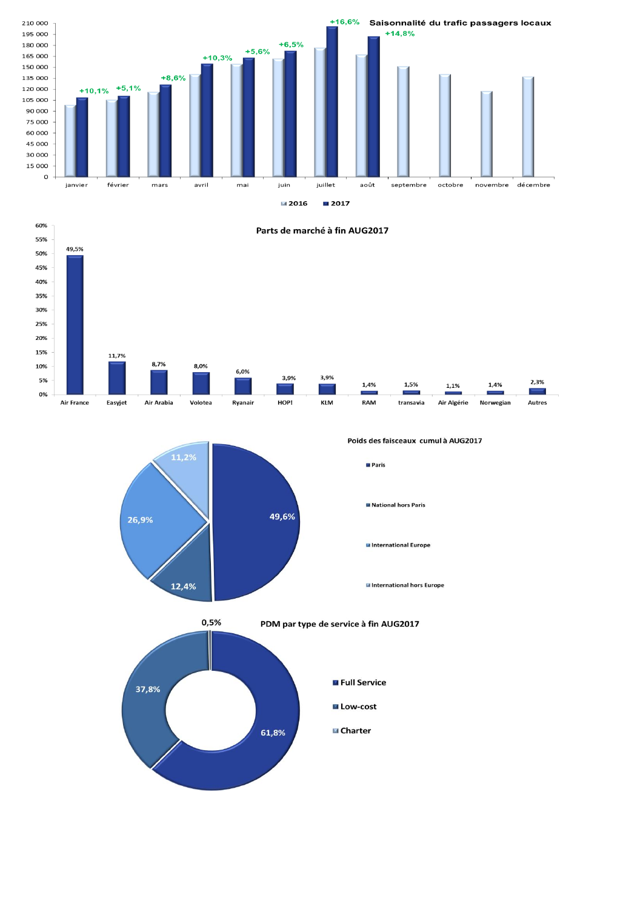Saisonnalité du trafic passagers locaux

210 000
195 000
180 000
165 000
150 000
135 000
120 000
105 000
90 000
75 000
60 000
45 000
30 000
15 000
0

+10,1% +5,1% +8,6% +10,3% +5,6% +6,5% +16,6% +14,8%

janvier février mars avril mai juin juillet août septembre octobre novembre décembre

2016 2017

Parts de marché à fin AUG2017

60%
55%
50%
45%
40%
35%
30%
25%
20%
15%
10%
5%
0%

Air France 49,5%
Easyjet 11,7%
Air Arabia 8,7%
Volotea 8,0%
Ryanair 6,0%
HOP! 3,9%
KLM 3,9%
RAM 1,4%
transavia 1,5%
Air Algérie 1,1%
Norwegian 1,4%
Autres 2,3%

Poids des faisceaux cumul à AUG2017

49,6%
12,4%
26,9%
11,2%

Paris
National hors Paris
International Europe
International hors Europe

PDM par type de service à fin AUG2017

61,8%
37,8%
0,5%

Full Service
Low-cost
Charter